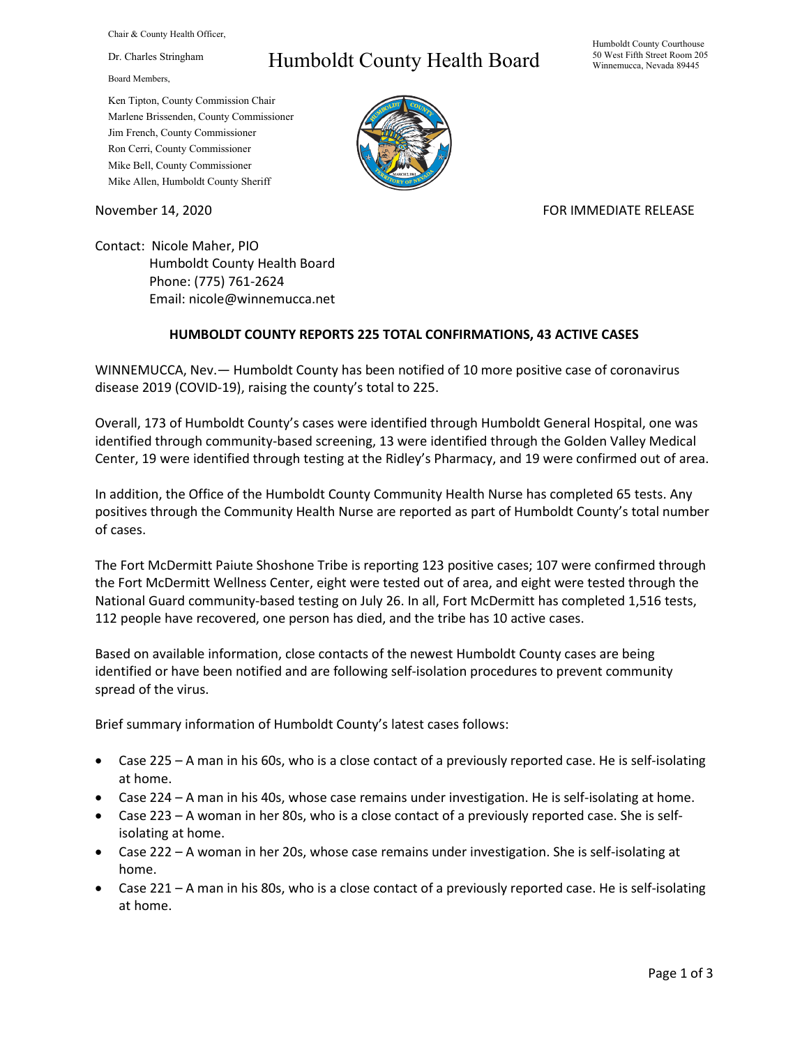Chair & County Health Officer,

Dr. Charles Stringham

# Humboldt County Health Board

Humboldt County Courthouse
50 West Fifth Street Room 205
Winnemucca, Nevada 89445

Board Members,

Ken Tipton, County Commission Chair
Marlene Brissenden, County Commissioner
Jim French, County Commissioner
Ron Cerri, County Commissioner
Mike Bell, County Commissioner
Mike Allen, Humboldt County Sheriff

November 14, 2020

FOR IMMEDIATE RELEASE

Contact: Nicole Maher, PIO
Humboldt County Health Board
Phone: (775) 761-2624
Email: nicole@winnemucca.net

**HUMBOLDT COUNTY REPORTS 225 TOTAL CONFIRMATIONS, 43 ACTIVE CASES**

WINNEMUCCA, Nev.— Humboldt County has been notified of 10 more positive case of coronavirus disease 2019 (COVID-19), raising the county's total to 225.

Overall, 173 of Humboldt County's cases were identified through Humboldt General Hospital, one was identified through community-based screening, 13 were identified through the Golden Valley Medical Center, 19 were identified through testing at the Ridley's Pharmacy, and 19 were confirmed out of area.

In addition, the Office of the Humboldt County Community Health Nurse has completed 65 tests. Any positives through the Community Health Nurse are reported as part of Humboldt County's total number of cases.

The Fort McDermitt Paiute Shoshone Tribe is reporting 123 positive cases; 107 were confirmed through the Fort McDermitt Wellness Center, eight were tested out of area, and eight were tested through the National Guard community-based testing on July 26. In all, Fort McDermitt has completed 1,516 tests, 112 people have recovered, one person has died, and the tribe has 10 active cases.

Based on available information, close contacts of the newest Humboldt County cases are being identified or have been notified and are following self-isolation procedures to prevent community spread of the virus.

Brief summary information of Humboldt County's latest cases follows:

- Case 225 – A man in his 60s, who is a close contact of a previously reported case. He is self-isolating at home.
- Case 224 – A man in his 40s, whose case remains under investigation. He is self-isolating at home.
- Case 223 – A woman in her 80s, who is a close contact of a previously reported case. She is self-isolating at home.
- Case 222 – A woman in her 20s, whose case remains under investigation. She is self-isolating at home.
- Case 221 – A man in his 80s, who is a close contact of a previously reported case. He is self-isolating at home.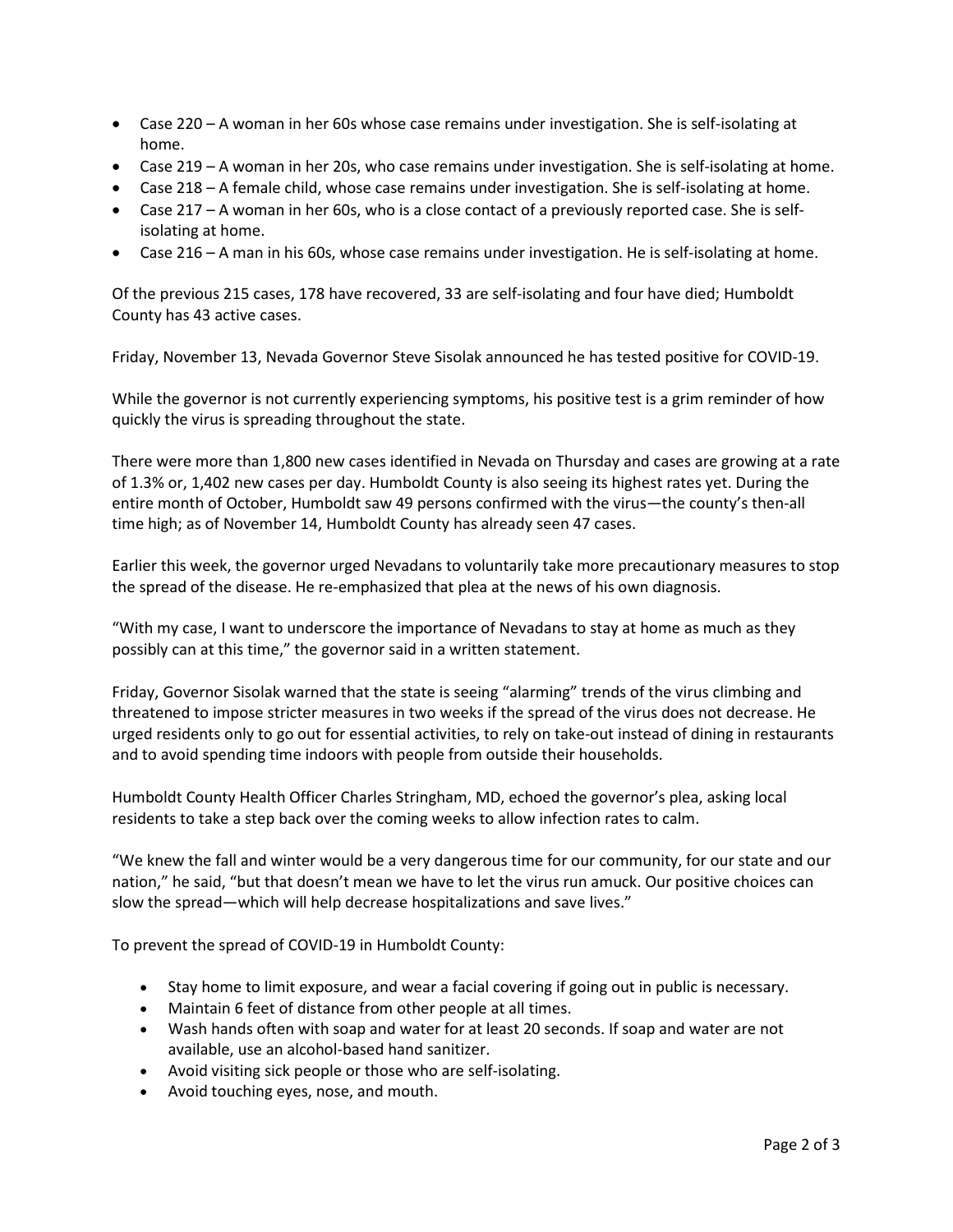- Case 220 – A woman in her 60s whose case remains under investigation. She is self-isolating at home.
- Case 219 – A woman in her 20s, who case remains under investigation. She is self-isolating at home.
- Case 218 – A female child, whose case remains under investigation. She is self-isolating at home.
- Case 217 – A woman in her 60s, who is a close contact of a previously reported case. She is self-isolating at home.
- Case 216 – A man in his 60s, whose case remains under investigation. He is self-isolating at home.

Of the previous 215 cases, 178 have recovered, 33 are self-isolating and four have died; Humboldt County has 43 active cases.

Friday, November 13, Nevada Governor Steve Sisolak announced he has tested positive for COVID-19.

While the governor is not currently experiencing symptoms, his positive test is a grim reminder of how quickly the virus is spreading throughout the state.

There were more than 1,800 new cases identified in Nevada on Thursday and cases are growing at a rate of 1.3% or, 1,402 new cases per day. Humboldt County is also seeing its highest rates yet. During the entire month of October, Humboldt saw 49 persons confirmed with the virus—the county's then-all time high; as of November 14, Humboldt County has already seen 47 cases.

Earlier this week, the governor urged Nevadans to voluntarily take more precautionary measures to stop the spread of the disease. He re-emphasized that plea at the news of his own diagnosis.

"With my case, I want to underscore the importance of Nevadans to stay at home as much as they possibly can at this time," the governor said in a written statement.

Friday, Governor Sisolak warned that the state is seeing "alarming" trends of the virus climbing and threatened to impose stricter measures in two weeks if the spread of the virus does not decrease. He urged residents only to go out for essential activities, to rely on take-out instead of dining in restaurants and to avoid spending time indoors with people from outside their households.

Humboldt County Health Officer Charles Stringham, MD, echoed the governor's plea, asking local residents to take a step back over the coming weeks to allow infection rates to calm.

"We knew the fall and winter would be a very dangerous time for our community, for our state and our nation," he said, "but that doesn't mean we have to let the virus run amuck. Our positive choices can slow the spread—which will help decrease hospitalizations and save lives."

To prevent the spread of COVID-19 in Humboldt County:

- Stay home to limit exposure, and wear a facial covering if going out in public is necessary.
- Maintain 6 feet of distance from other people at all times.
- Wash hands often with soap and water for at least 20 seconds. If soap and water are not available, use an alcohol-based hand sanitizer.
- Avoid visiting sick people or those who are self-isolating.
- Avoid touching eyes, nose, and mouth.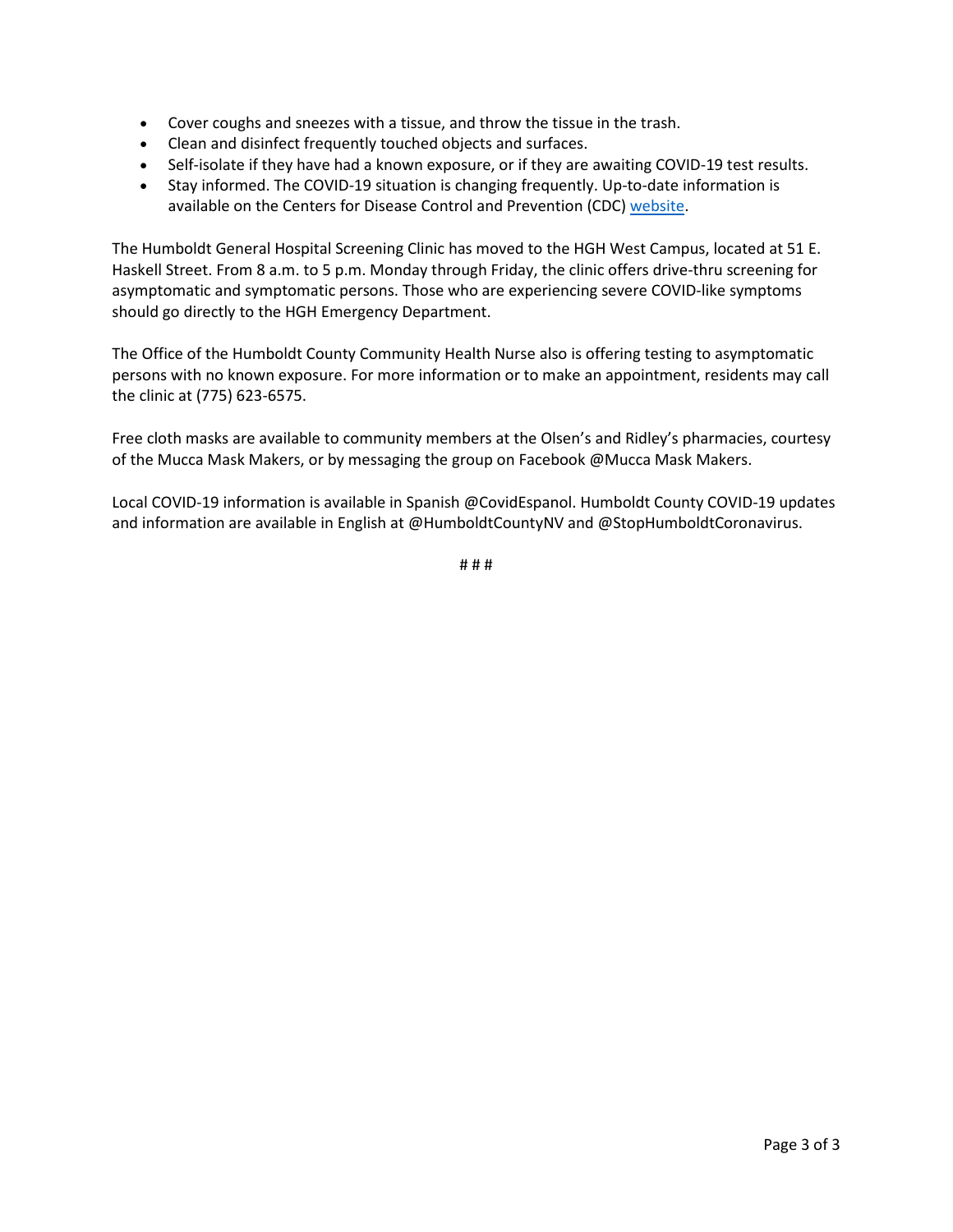- Cover coughs and sneezes with a tissue, and throw the tissue in the trash.
- Clean and disinfect frequently touched objects and surfaces.
- Self-isolate if they have had a known exposure, or if they are awaiting COVID-19 test results.
- Stay informed. The COVID-19 situation is changing frequently. Up-to-date information is available on the Centers for Disease Control and Prevention (CDC) website.

The Humboldt General Hospital Screening Clinic has moved to the HGH West Campus, located at 51 E. Haskell Street. From 8 a.m. to 5 p.m. Monday through Friday, the clinic offers drive-thru screening for asymptomatic and symptomatic persons. Those who are experiencing severe COVID-like symptoms should go directly to the HGH Emergency Department.

The Office of the Humboldt County Community Health Nurse also is offering testing to asymptomatic persons with no known exposure. For more information or to make an appointment, residents may call the clinic at (775) 623-6575.

Free cloth masks are available to community members at the Olsen's and Ridley's pharmacies, courtesy of the Mucca Mask Makers, or by messaging the group on Facebook @Mucca Mask Makers.

Local COVID-19 information is available in Spanish @CovidEspanol. Humboldt County COVID-19 updates and information are available in English at @HumboldtCountyNV and @StopHumboldtCoronavirus.

# # #